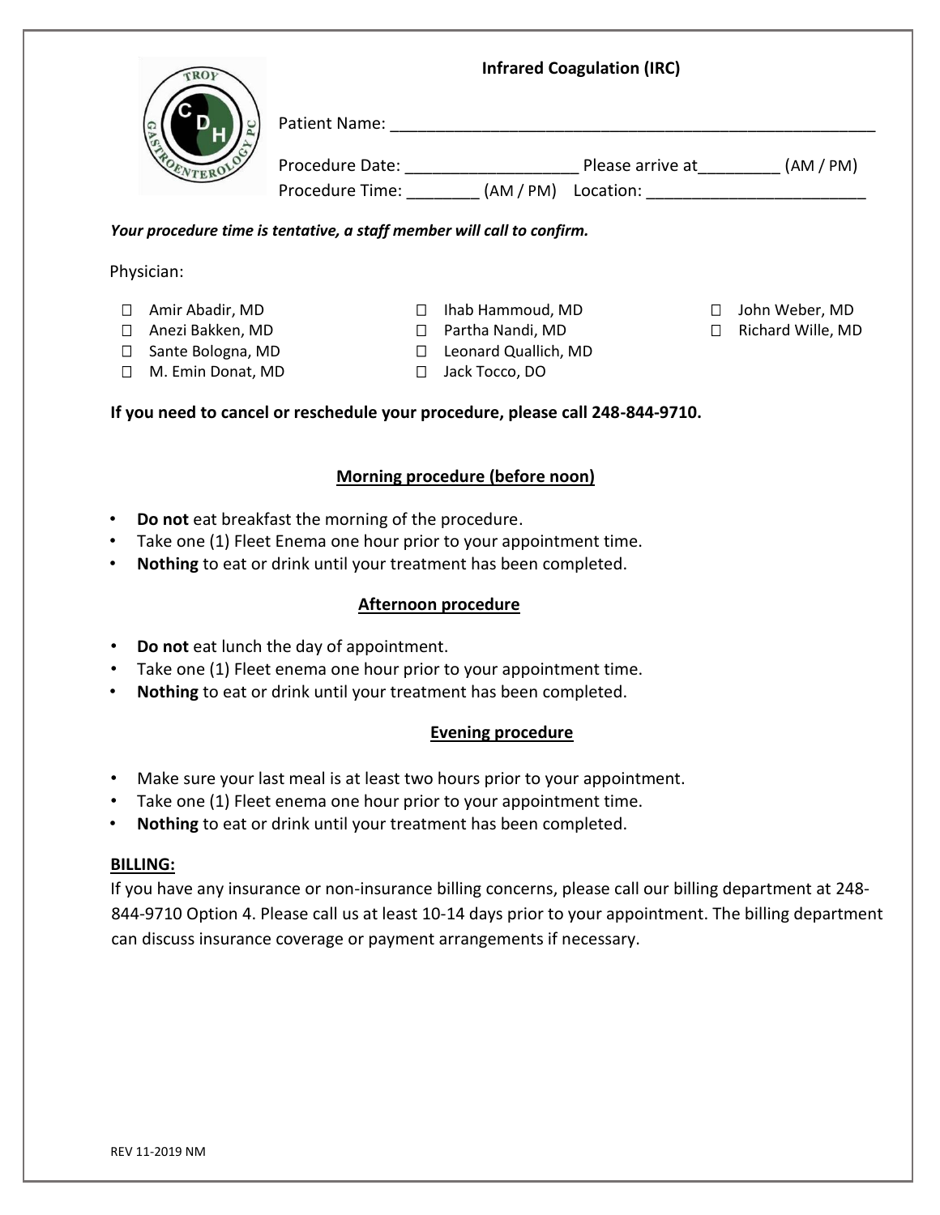# Infrared Coagulation (IRC)

Patient Name: ______________________________________________________

Procedure Date: __________________ Please arrive at_________ (AM / PM)
Procedure Time: ________ (AM / PM) Location: ________________________

***Your procedure time is tentative, a staff member will call to confirm.***

Physician:

- ☐ Amir Abadir, MD
- ☐ Anezi Bakken, MD
- ☐ Sante Bologna, MD
- ☐ M. Emin Donat, MD
- ☐ Ihab Hammoud, MD
- ☐ Partha Nandi, MD
- ☐ Leonard Quallich, MD
- ☐ Jack Tocco, DO
- ☐ John Weber, MD
- ☐ Richard Wille, MD

**If you need to cancel or reschedule your procedure, please call 248-844-9710.**

## Morning procedure (before noon)

- **Do not** eat breakfast the morning of the procedure.
- Take one (1) Fleet Enema one hour prior to your appointment time.
- **Nothing** to eat or drink until your treatment has been completed.

## Afternoon procedure

- **Do not** eat lunch the day of appointment.
- Take one (1) Fleet enema one hour prior to your appointment time.
- **Nothing** to eat or drink until your treatment has been completed.

## Evening procedure

- Make sure your last meal is at least two hours prior to your appointment.
- Take one (1) Fleet enema one hour prior to your appointment time.
- **Nothing** to eat or drink until your treatment has been completed.

**BILLING:**

If you have any insurance or non-insurance billing concerns, please call our billing department at 248-844-9710 Option 4. Please call us at least 10-14 days prior to your appointment. The billing department can discuss insurance coverage or payment arrangements if necessary.

REV 11-2019 NM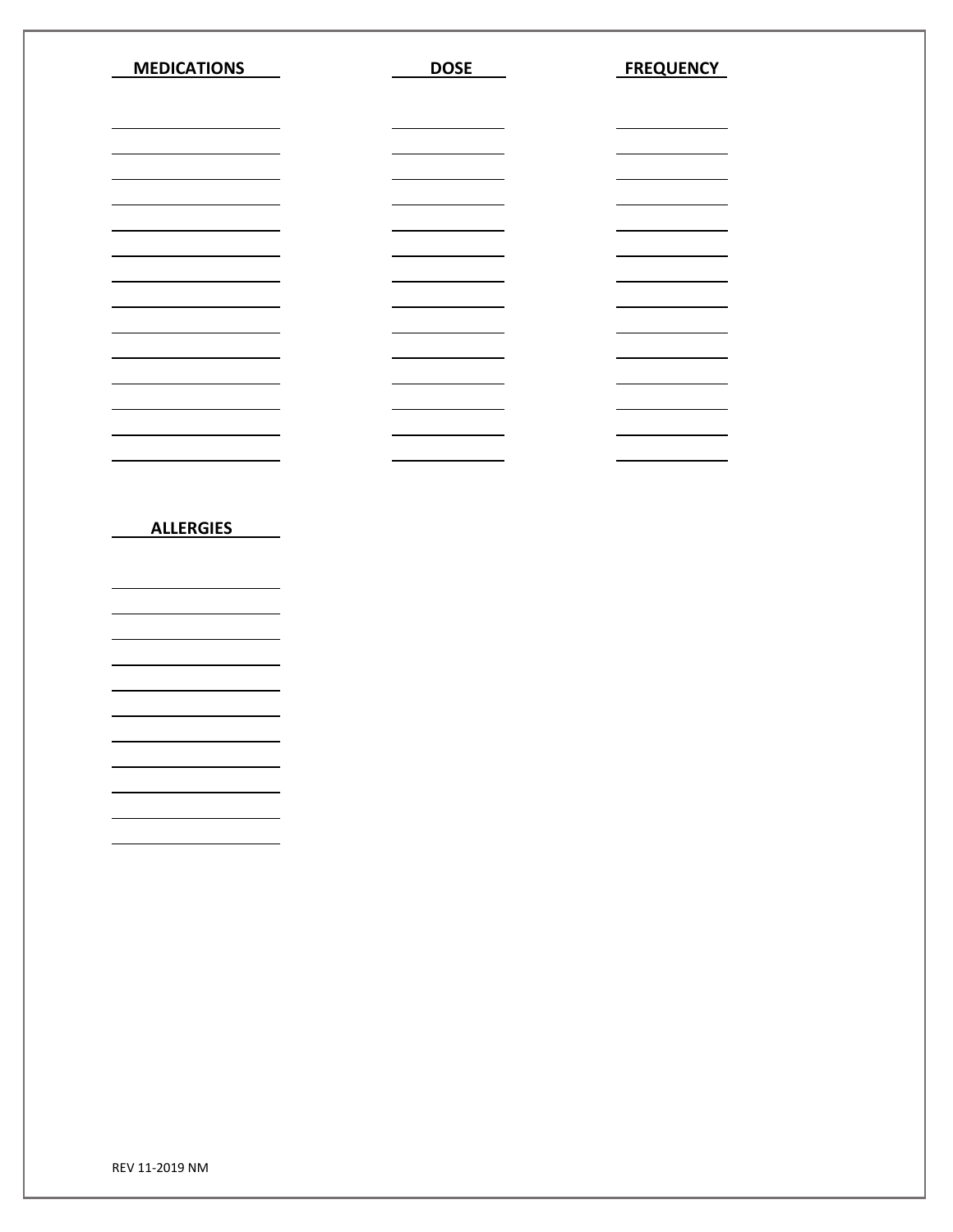| MEDICATIONS | DOSE | FREQUENCY |
| --- | --- | --- |
| | | |
| | | |
| | | |
| | | |
| | | |
| | | |
| | | |
| | | |
| | | |
| | | |
| | | |
| | | |
| | | |
| | | |

| ALLERGIES |
| --- |
| |
| |
| |
| |
| |
| |
| |
| |
| |
| |
| |
| |

REV 11-2019 NM